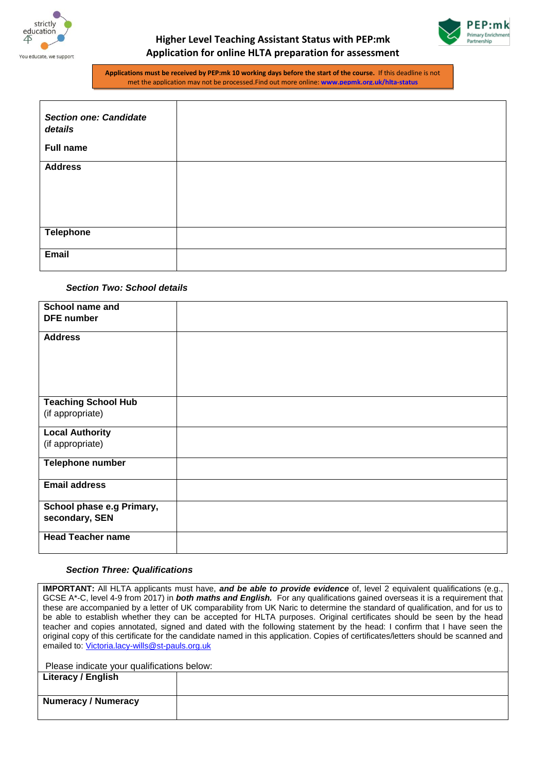strictly education 4S

You educate, we support

PEP:mk Primary Enrichment Partnership

# Higher Level Teaching Assistant Status with PEP:mk
# Application for online HLTA preparation for assessment

**Applications must be received by PEP:mk 10 working days before the start of the course.** If this deadline is not met the application may not be processed.Find out more online: **www.pepmk.org.uk/hlta-status**

| ***Section one: Candidate details*** **Full name** | |
|---|---|
| **Address** | |
| **Telephone** | |
| **Email** | |

***Section Two: School details***

| **School name and DFE number** | |
|---|---|
| **Address** | |
| **Teaching School Hub** (if appropriate) | |
| **Local Authority** (if appropriate) | |
| **Telephone number** | |
| **Email address** | |
| **School phase e.g Primary, secondary, SEN** | |
| **Head Teacher name** | |

***Section Three: Qualifications***

**IMPORTANT:** All HLTA applicants must have, ***and be able to provide evidence*** of, level 2 equivalent qualifications (e.g., GCSE A*-C, level 4-9 from 2017) in ***both maths and English.*** For any qualifications gained overseas it is a requirement that these are accompanied by a letter of UK comparability from UK Naric to determine the standard of qualification, and for us to be able to establish whether they can be accepted for HLTA purposes. Original certificates should be seen by the head teacher and copies annotated, signed and dated with the following statement by the head: I confirm that I have seen the original copy of this certificate for the candidate named in this application. Copies of certificates/letters should be scanned and emailed to: Victoria.lacy-wills@st-pauls.org.uk

Please indicate your qualifications below:

| **Literacy / English** | |
|---|---|
| **Numeracy / Numeracy** | |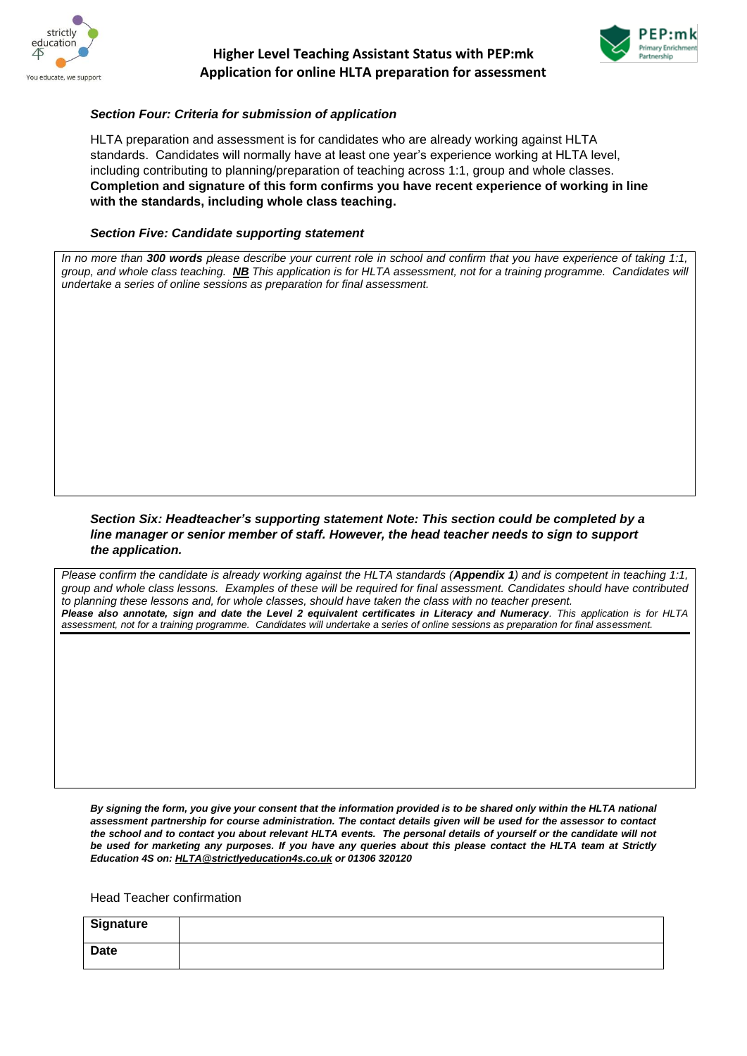### *Section Four: Criteria for submission of application*

HLTA preparation and assessment is for candidates who are already working against HLTA standards. Candidates will normally have at least one year's experience working at HLTA level, including contributing to planning/preparation of teaching across 1:1, group and whole classes. **Completion and signature of this form confirms you have recent experience of working in line with the standards, including whole class teaching.**

### *Section Five: Candidate supporting statement*

*In no more than **300 words** please describe your current role in school and confirm that you have experience of taking 1:1, group, and whole class teaching. **NB** This application is for HLTA assessment, not for a training programme. Candidates will undertake a series of online sessions as preparation for final assessment.*

### *Section Six: Headteacher's supporting statement Note: This section could be completed by a line manager or senior member of staff. However, the head teacher needs to sign to support the application.*

*Please confirm the candidate is already working against the HLTA standards (**Appendix 1**) and is competent in teaching 1:1, group and whole class lessons. Examples of these will be required for final assessment. Candidates should have contributed to planning these lessons and, for whole classes, should have taken the class with no teacher present.*
***Please also annotate, sign and date the Level 2 equivalent certificates in Literacy and Numeracy**. This application is for HLTA assessment, not for a training programme. Candidates will undertake a series of online sessions as preparation for final assessment.*

***By signing the form, you give your consent that the information provided is to be shared only within the HLTA national assessment partnership for course administration. The contact details given will be used for the assessor to contact the school and to contact you about relevant HLTA events. The personal details of yourself or the candidate will not be used for marketing any purposes. If you have any queries about this please contact the HLTA team at Strictly Education 4S on: HLTA@strictlyeducation4s.co.uk or 01306 320120***

Head Teacher confirmation

| **Signature** | |
|---|---|
| **Date** | |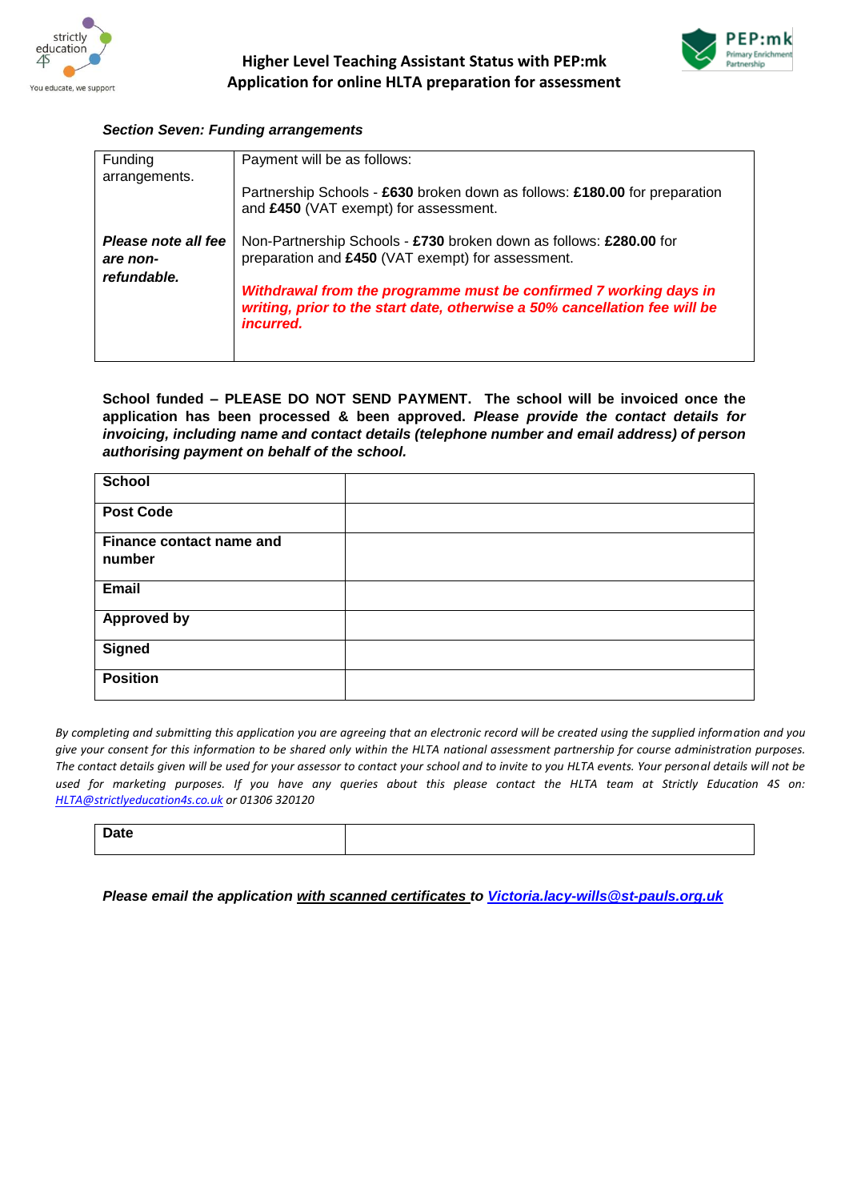## Higher Level Teaching Assistant Status with PEP:mk
## Application for online HLTA preparation for assessment

***Section Seven: Funding arrangements***

| Funding arrangements. | Payment will be as follows: |
|---|---|
| | Partnership Schools - **£630** broken down as follows: **£180.00** for preparation and **£450** (VAT exempt) for assessment. |
| ***Please note all fee are non-refundable.*** | Non-Partnership Schools - **£730** broken down as follows: **£280.00** for preparation and **£450** (VAT exempt) for assessment. |
| | ***Withdrawal from the programme must be confirmed 7 working days in writing, prior to the start date, otherwise a 50% cancellation fee will be incurred.*** |

**School funded – PLEASE DO NOT SEND PAYMENT. The school will be invoiced once the application has been processed & been approved. *Please provide the contact details for invoicing, including name and contact details (telephone number and email address) of person authorising payment on behalf of the school.***

| | |
|---|---|
| **School** | |
| **Post Code** | |
| **Finance contact name and number** | |
| **Email** | |
| **Approved by** | |
| **Signed** | |
| **Position** | |

*By completing and submitting this application you are agreeing that an electronic record will be created using the supplied information and you give your consent for this information to be shared only within the HLTA national assessment partnership for course administration purposes. The contact details given will be used for your assessor to contact your school and to invite to you HLTA events. Your personal details will not be used for marketing purposes. If you have any queries about this please contact the HLTA team at Strictly Education 4S on: HLTA@strictlyeducation4s.co.uk or 01306 320120*

| | |
|---|---|
| **Date** | |

***Please email the application with scanned certificates to Victoria.lacy-wills@st-pauls.org.uk***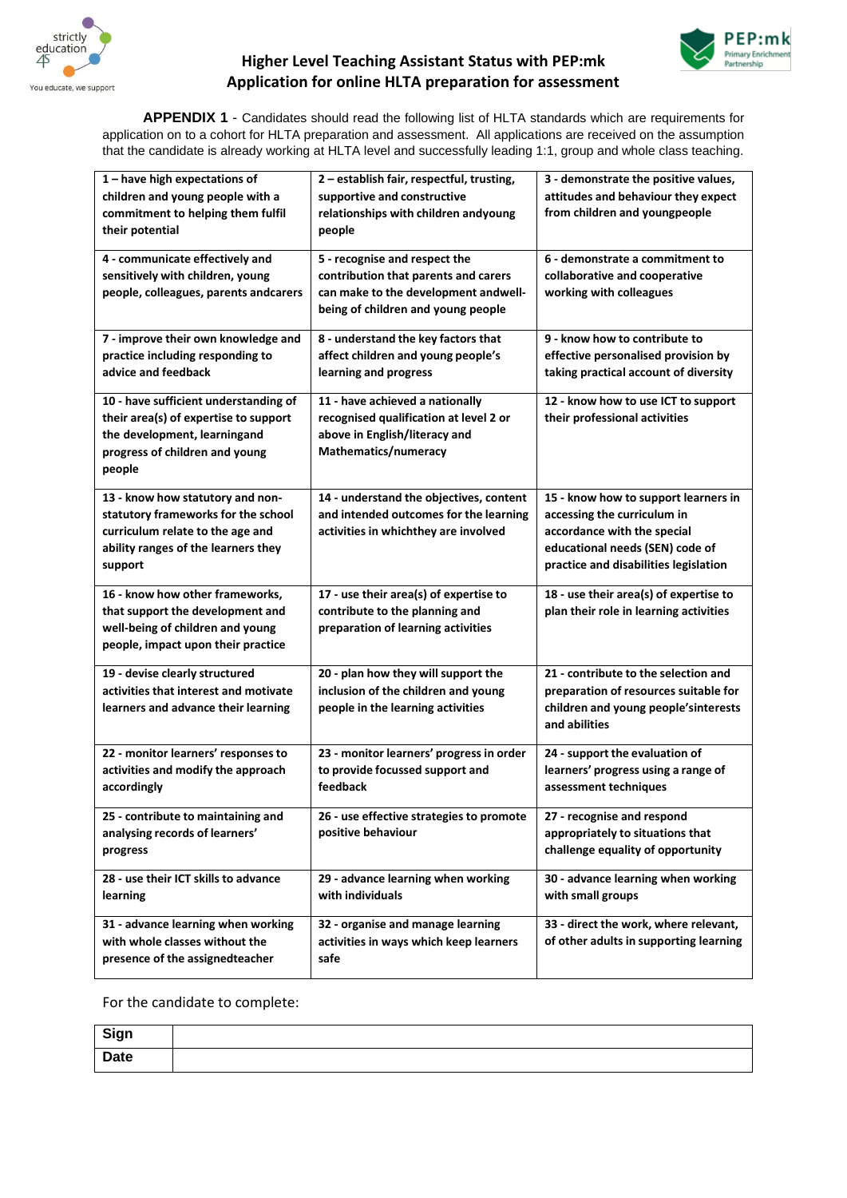# Higher Level Teaching Assistant Status with PEP:mk
## Application for online HLTA preparation for assessment

**APPENDIX 1** - Candidates should read the following list of HLTA standards which are requirements for application on to a cohort for HLTA preparation and assessment. All applications are received on the assumption that the candidate is already working at HLTA level and successfully leading 1:1, group and whole class teaching.

| | | |
|---|---|---|
| **1 – have high expectations of children and young people with a commitment to helping them fulfil their potential** | **2 – establish fair, respectful, trusting, supportive and constructive relationships with children andyoung people** | **3 - demonstrate the positive values, attitudes and behaviour they expect from children and youngpeople** |
| **4 - communicate effectively and sensitively with children, young people, colleagues, parents andcarers** | **5 - recognise and respect the contribution that parents and carers can make to the development andwell-being of children and young people** | **6 - demonstrate a commitment to collaborative and cooperative working with colleagues** |
| **7 - improve their own knowledge and practice including responding to advice and feedback** | **8 - understand the key factors that affect children and young people's learning and progress** | **9 - know how to contribute to effective personalised provision by taking practical account of diversity** |
| **10 - have sufficient understanding of their area(s) of expertise to support the development, learningand progress of children and young people** | **11 - have achieved a nationally recognised qualification at level 2 or above in English/literacy and Mathematics/numeracy** | **12 - know how to use ICT to support their professional activities** |
| **13 - know how statutory and non-statutory frameworks for the school curriculum relate to the age and ability ranges of the learners they support** | **14 - understand the objectives, content and intended outcomes for the learning activities in whichthey are involved** | **15 - know how to support learners in accessing the curriculum in accordance with the special educational needs (SEN) code of practice and disabilities legislation** |
| **16 - know how other frameworks, that support the development and well-being of children and young people, impact upon their practice** | **17 - use their area(s) of expertise to contribute to the planning and preparation of learning activities** | **18 - use their area(s) of expertise to plan their role in learning activities** |
| **19 - devise clearly structured activities that interest and motivate learners and advance their learning** | **20 - plan how they will support the inclusion of the children and young people in the learning activities** | **21 - contribute to the selection and preparation of resources suitable for children and young people'sinterests and abilities** |
| **22 - monitor learners' responses to activities and modify the approach accordingly** | **23 - monitor learners' progress in order to provide focussed support and feedback** | **24 - support the evaluation of learners' progress using a range of assessment techniques** |
| **25 - contribute to maintaining and analysing records of learners' progress** | **26 - use effective strategies to promote positive behaviour** | **27 - recognise and respond appropriately to situations that challenge equality of opportunity** |
| **28 - use their ICT skills to advance learning** | **29 - advance learning when working with individuals** | **30 - advance learning when working with small groups** |
| **31 - advance learning when working with whole classes without the presence of the assignedteacher** | **32 - organise and manage learning activities in ways which keep learners safe** | **33 - direct the work, where relevant, of other adults in supporting learning** |

For the candidate to complete:

| | |
|---|---|
| **Sign** | |
| **Date** | |